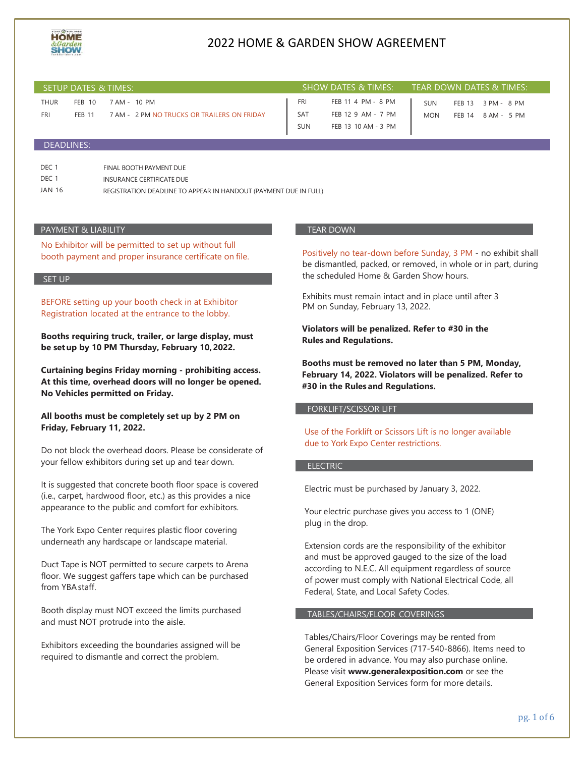# 2022 HOME & GARDEN SHOW AGREEMENT

## SETUP DATES & TIMES:

| | | |
|---|---|---|
| THUR | FEB 10 | 7 AM - 10 PM |
| FRI | FEB 11 | 7 AM - 2 PM NO TRUCKS OR TRAILERS ON FRIDAY |

## SHOW DATES & TIMES:

| | | |
|---|---|---|
| FRI | FEB 11 | 4 PM - 8 PM |
| SAT | FEB 12 | 9 AM - 7 PM |
| SUN | FEB 13 | 10 AM - 3 PM |

## TEAR DOWN DATES & TIMES:

| | | |
|---|---|---|
| SUN | FEB 13 | 3 PM - 8 PM |
| MON | FEB 14 | 8 AM - 5 PM |

## DEADLINES:

| | |
|---|---|
| DEC 1 | FINAL BOOTH PAYMENT DUE |
| DEC 1 | INSURANCE CERTIFICATE DUE |
| JAN 16 | REGISTRATION DEADLINE TO APPEAR IN HANDOUT (PAYMENT DUE IN FULL) |

## PAYMENT & LIABILITY

No Exhibitor will be permitted to set up without full booth payment and proper insurance certificate on file.

## SET UP

BEFORE setting up your booth check in at Exhibitor Registration located at the entrance to the lobby.

**Booths requiring truck, trailer, or large display, must be set up by 10 PM Thursday, February 10, 2022.**

**Curtaining begins Friday morning - prohibiting access. At this time, overhead doors will no longer be opened. No Vehicles permitted on Friday.**

**All booths must be completely set up by 2 PM on Friday, February 11, 2022.**

Do not block the overhead doors. Please be considerate of your fellow exhibitors during set up and tear down.

It is suggested that concrete booth floor space is covered (i.e., carpet, hardwood floor, etc.) as this provides a nice appearance to the public and comfort for exhibitors.

The York Expo Center requires plastic floor covering underneath any hardscape or landscape material.

Duct Tape is NOT permitted to secure carpets to Arena floor. We suggest gaffers tape which can be purchased from YBA staff.

Booth display must NOT exceed the limits purchased and must NOT protrude into the aisle.

Exhibitors exceeding the boundaries assigned will be required to dismantle and correct the problem.

## TEAR DOWN

Positively no tear-down before Sunday, 3 PM - no exhibit shall be dismantled, packed, or removed, in whole or in part, during the scheduled Home & Garden Show hours.

Exhibits must remain intact and in place until after 3 PM on Sunday, February 13, 2022.

**Violators will be penalized. Refer to #30 in the Rules and Regulations.**

**Booths must be removed no later than 5 PM, Monday, February 14, 2022. Violators will be penalized. Refer to #30 in the Rules and Regulations.**

## FORKLIFT/SCISSOR LIFT

Use of the Forklift or Scissors Lift is no longer available due to York Expo Center restrictions.

## ELECTRIC

Electric must be purchased by January 3, 2022.

Your electric purchase gives you access to 1 (ONE) plug in the drop.

Extension cords are the responsibility of the exhibitor and must be approved gauged to the size of the load according to N.E.C. All equipment regardless of source of power must comply with National Electrical Code, all Federal, State, and Local Safety Codes.

## TABLES/CHAIRS/FLOOR COVERINGS

Tables/Chairs/Floor Coverings may be rented from General Exposition Services (717-540-8866). Items need to be ordered in advance. You may also purchase online. Please visit **www.generalexposition.com** or see the General Exposition Services form for more details.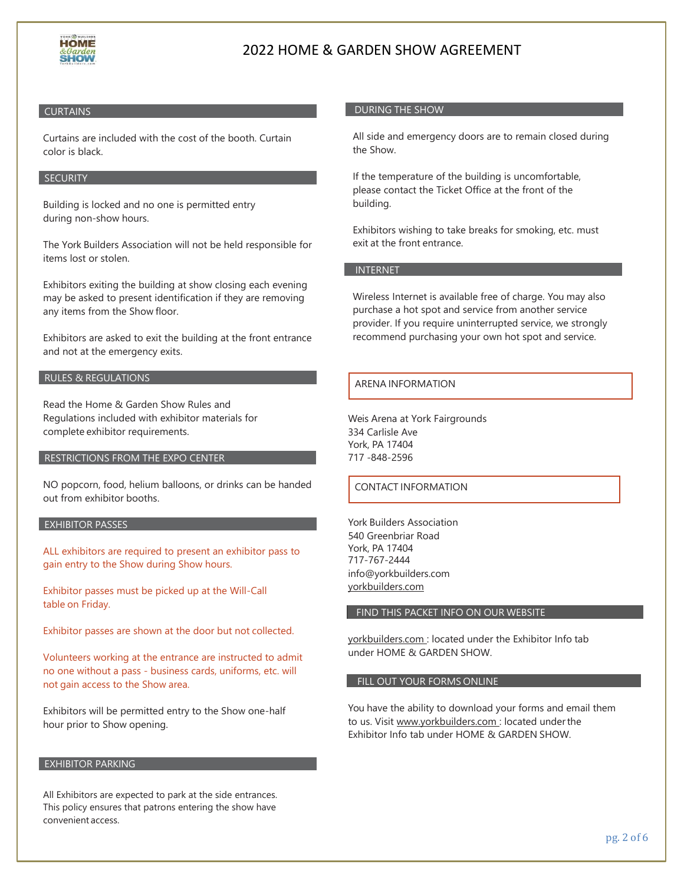# 2022 HOME & GARDEN SHOW AGREEMENT

## CURTAINS

Curtains are included with the cost of the booth. Curtain color is black.

## SECURITY

Building is locked and no one is permitted entry during non-show hours.

The York Builders Association will not be held responsible for items lost or stolen.

Exhibitors exiting the building at show closing each evening may be asked to present identification if they are removing any items from the Show floor.

Exhibitors are asked to exit the building at the front entrance and not at the emergency exits.

## RULES & REGULATIONS

Read the Home & Garden Show Rules and Regulations included with exhibitor materials for complete exhibitor requirements.

## RESTRICTIONS FROM THE EXPO CENTER

NO popcorn, food, helium balloons, or drinks can be handed out from exhibitor booths.

## EXHIBITOR PASSES

ALL exhibitors are required to present an exhibitor pass to gain entry to the Show during Show hours.

Exhibitor passes must be picked up at the Will-Call table on Friday.

Exhibitor passes are shown at the door but not collected.

Volunteers working at the entrance are instructed to admit no one without a pass - business cards, uniforms, etc. will not gain access to the Show area.

Exhibitors will be permitted entry to the Show one-half hour prior to Show opening.

## EXHIBITOR PARKING

All Exhibitors are expected to park at the side entrances. This policy ensures that patrons entering the show have convenient access.

## DURING THE SHOW

All side and emergency doors are to remain closed during the Show.

If the temperature of the building is uncomfortable, please contact the Ticket Office at the front of the building.

Exhibitors wishing to take breaks for smoking, etc. must exit at the front entrance.

## INTERNET

Wireless Internet is available free of charge. You may also purchase a hot spot and service from another service provider. If you require uninterrupted service, we strongly recommend purchasing your own hot spot and service.

## ARENA INFORMATION

Weis Arena at York Fairgrounds
334 Carlisle Ave
York, PA 17404
717 -848-2596

## CONTACT INFORMATION

York Builders Association
540 Greenbriar Road
York, PA 17404
717-767-2444
info@yorkbuilders.com
yorkbuilders.com

## FIND THIS PACKET INFO ON OUR WEBSITE

yorkbuilders.com : located under the Exhibitor Info tab under HOME & GARDEN SHOW.

## FILL OUT YOUR FORMS ONLINE

You have the ability to download your forms and email them to us. Visit www.yorkbuilders.com : located under the Exhibitor Info tab under HOME & GARDEN SHOW.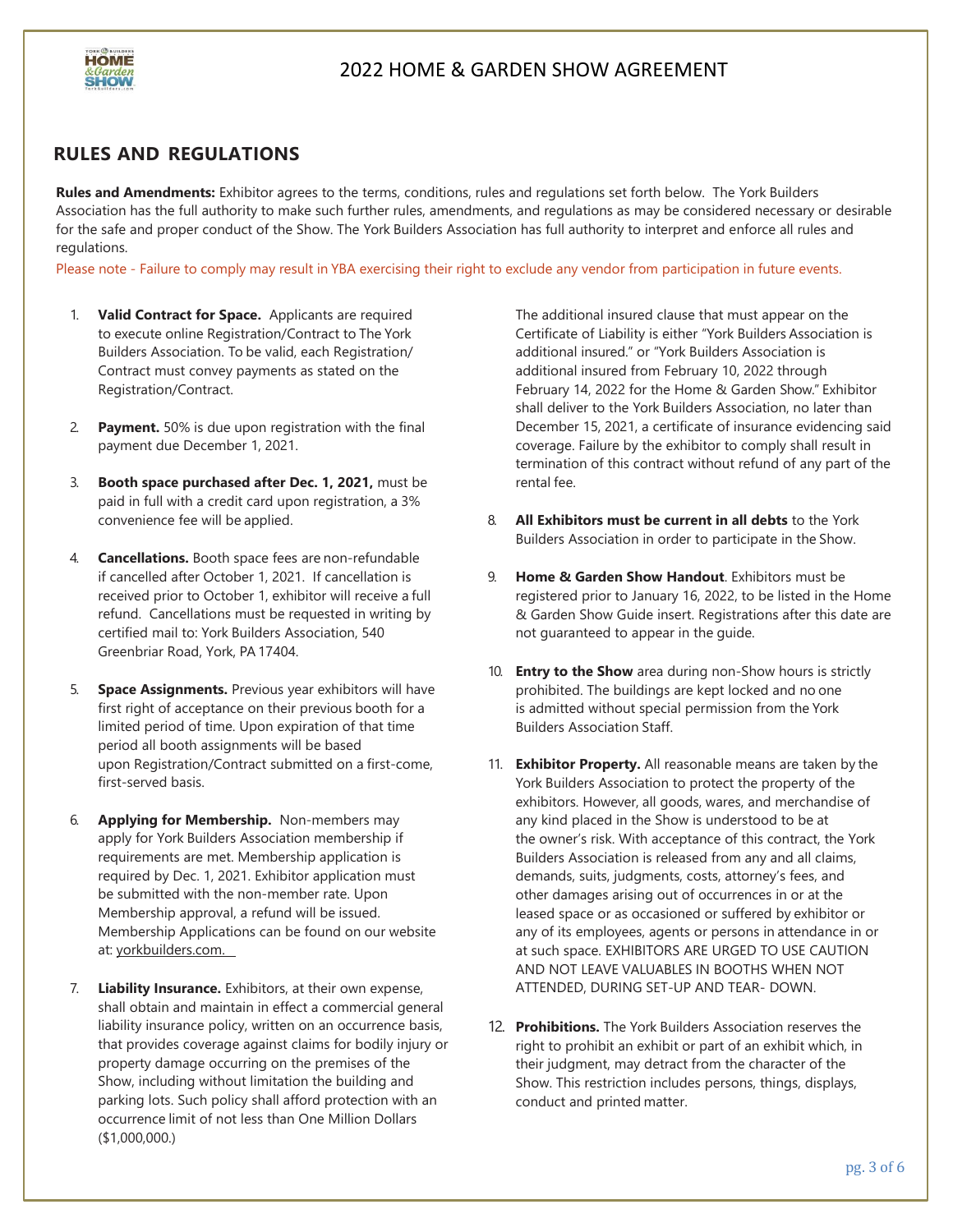# 2022 HOME & GARDEN SHOW AGREEMENT

## RULES AND REGULATIONS

**Rules and Amendments:** Exhibitor agrees to the terms, conditions, rules and regulations set forth below. The York Builders Association has the full authority to make such further rules, amendments, and regulations as may be considered necessary or desirable for the safe and proper conduct of the Show. The York Builders Association has full authority to interpret and enforce all rules and regulations.

Please note - Failure to comply may result in YBA exercising their right to exclude any vendor from participation in future events.

1. **Valid Contract for Space.** Applicants are required to execute online Registration/Contract to The York Builders Association. To be valid, each Registration/Contract must convey payments as stated on the Registration/Contract.

2. **Payment.** 50% is due upon registration with the final payment due December 1, 2021.

3. **Booth space purchased after Dec. 1, 2021,** must be paid in full with a credit card upon registration, a 3% convenience fee will be applied.

4. **Cancellations.** Booth space fees are non-refundable if cancelled after October 1, 2021. If cancellation is received prior to October 1, exhibitor will receive a full refund. Cancellations must be requested in writing by certified mail to: York Builders Association, 540 Greenbriar Road, York, PA 17404.

5. **Space Assignments.** Previous year exhibitors will have first right of acceptance on their previous booth for a limited period of time. Upon expiration of that time period all booth assignments will be based upon Registration/Contract submitted on a first-come, first-served basis.

6. **Applying for Membership.** Non-members may apply for York Builders Association membership if requirements are met. Membership application is required by Dec. 1, 2021. Exhibitor application must be submitted with the non-member rate. Upon Membership approval, a refund will be issued. Membership Applications can be found on our website at: yorkbuilders.com.

7. **Liability Insurance.** Exhibitors, at their own expense, shall obtain and maintain in effect a commercial general liability insurance policy, written on an occurrence basis, that provides coverage against claims for bodily injury or property damage occurring on the premises of the Show, including without limitation the building and parking lots. Such policy shall afford protection with an occurrence limit of not less than One Million Dollars ($1,000,000.)

   The additional insured clause that must appear on the Certificate of Liability is either "York Builders Association is additional insured." or "York Builders Association is additional insured from February 10, 2022 through February 14, 2022 for the Home & Garden Show." Exhibitor shall deliver to the York Builders Association, no later than December 15, 2021, a certificate of insurance evidencing said coverage. Failure by the exhibitor to comply shall result in termination of this contract without refund of any part of the rental fee.

8. **All Exhibitors must be current in all debts** to the York Builders Association in order to participate in the Show.

9. **Home & Garden Show Handout**. Exhibitors must be registered prior to January 16, 2022, to be listed in the Home & Garden Show Guide insert. Registrations after this date are not guaranteed to appear in the guide.

10. **Entry to the Show** area during non-Show hours is strictly prohibited. The buildings are kept locked and no one is admitted without special permission from the York Builders Association Staff.

11. **Exhibitor Property.** All reasonable means are taken by the York Builders Association to protect the property of the exhibitors. However, all goods, wares, and merchandise of any kind placed in the Show is understood to be at the owner's risk. With acceptance of this contract, the York Builders Association is released from any and all claims, demands, suits, judgments, costs, attorney's fees, and other damages arising out of occurrences in or at the leased space or as occasioned or suffered by exhibitor or any of its employees, agents or persons in attendance in or at such space. EXHIBITORS ARE URGED TO USE CAUTION AND NOT LEAVE VALUABLES IN BOOTHS WHEN NOT ATTENDED, DURING SET-UP AND TEAR- DOWN.

12. **Prohibitions.** The York Builders Association reserves the right to prohibit an exhibit or part of an exhibit which, in their judgment, may detract from the character of the Show. This restriction includes persons, things, displays, conduct and printed matter.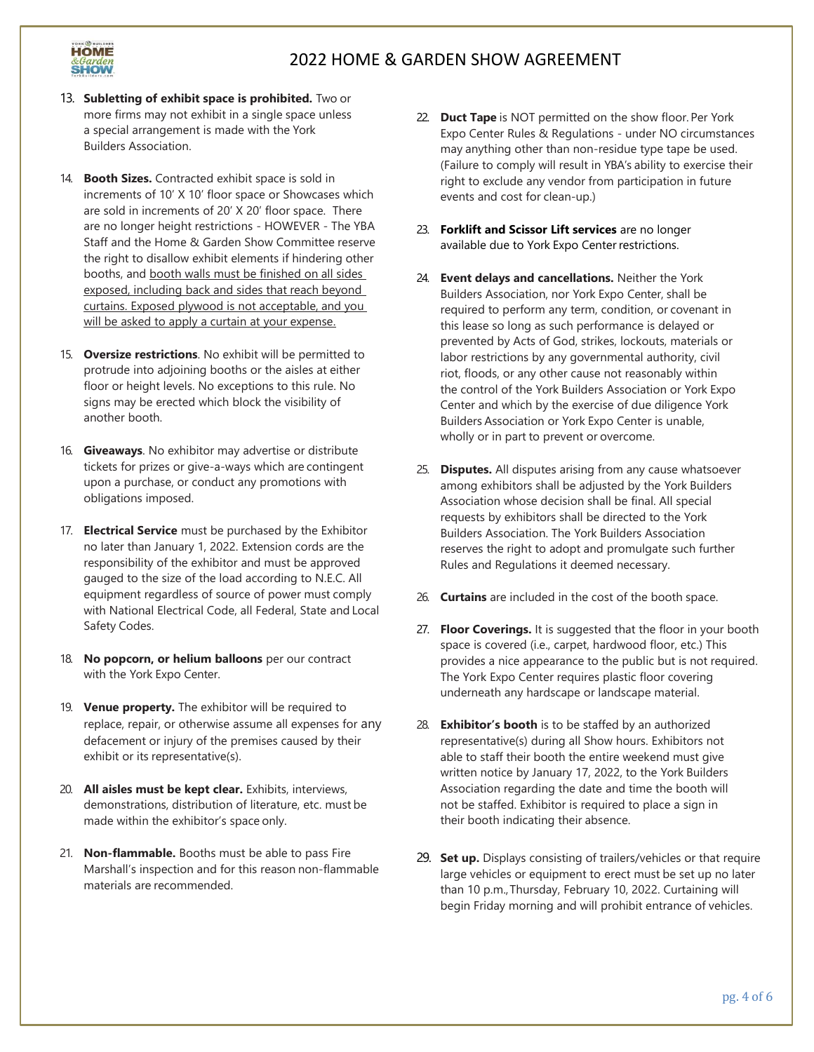# 2022 HOME & GARDEN SHOW AGREEMENT

13. **Subletting of exhibit space is prohibited.** Two or more firms may not exhibit in a single space unless a special arrangement is made with the York Builders Association.

14. **Booth Sizes.** Contracted exhibit space is sold in increments of 10' X 10' floor space or Showcases which are sold in increments of 20' X 20' floor space. There are no longer height restrictions - HOWEVER - The YBA Staff and the Home & Garden Show Committee reserve the right to disallow exhibit elements if hindering other booths, and <u>booth walls must be finished on all sides exposed, including back and sides that reach beyond curtains. Exposed plywood is not acceptable, and you will be asked to apply a curtain at your expense.</u>

15. **Oversize restrictions**. No exhibit will be permitted to protrude into adjoining booths or the aisles at either floor or height levels. No exceptions to this rule. No signs may be erected which block the visibility of another booth.

16. **Giveaways**. No exhibitor may advertise or distribute tickets for prizes or give-a-ways which are contingent upon a purchase, or conduct any promotions with obligations imposed.

17. **Electrical Service** must be purchased by the Exhibitor no later than January 1, 2022. Extension cords are the responsibility of the exhibitor and must be approved gauged to the size of the load according to N.E.C. All equipment regardless of source of power must comply with National Electrical Code, all Federal, State and Local Safety Codes.

18. **No popcorn, or helium balloons** per our contract with the York Expo Center.

19. **Venue property.** The exhibitor will be required to replace, repair, or otherwise assume all expenses for any defacement or injury of the premises caused by their exhibit or its representative(s).

20. **All aisles must be kept clear.** Exhibits, interviews, demonstrations, distribution of literature, etc. must be made within the exhibitor's space only.

21. **Non-flammable.** Booths must be able to pass Fire Marshall's inspection and for this reason non-flammable materials are recommended.

22. **Duct Tape** is NOT permitted on the show floor. Per York Expo Center Rules & Regulations - under NO circumstances may anything other than non-residue type tape be used. (Failure to comply will result in YBA's ability to exercise their right to exclude any vendor from participation in future events and cost for clean-up.)

23. **Forklift and Scissor Lift services** are no longer available due to York Expo Center restrictions.

24. **Event delays and cancellations.** Neither the York Builders Association, nor York Expo Center, shall be required to perform any term, condition, or covenant in this lease so long as such performance is delayed or prevented by Acts of God, strikes, lockouts, materials or labor restrictions by any governmental authority, civil riot, floods, or any other cause not reasonably within the control of the York Builders Association or York Expo Center and which by the exercise of due diligence York Builders Association or York Expo Center is unable, wholly or in part to prevent or overcome.

25. **Disputes.** All disputes arising from any cause whatsoever among exhibitors shall be adjusted by the York Builders Association whose decision shall be final. All special requests by exhibitors shall be directed to the York Builders Association. The York Builders Association reserves the right to adopt and promulgate such further Rules and Regulations it deemed necessary.

26. **Curtains** are included in the cost of the booth space.

27. **Floor Coverings.** It is suggested that the floor in your booth space is covered (i.e., carpet, hardwood floor, etc.) This provides a nice appearance to the public but is not required. The York Expo Center requires plastic floor covering underneath any hardscape or landscape material.

28. **Exhibitor's booth** is to be staffed by an authorized representative(s) during all Show hours. Exhibitors not able to staff their booth the entire weekend must give written notice by January 17, 2022, to the York Builders Association regarding the date and time the booth will not be staffed. Exhibitor is required to place a sign in their booth indicating their absence.

29. **Set up.** Displays consisting of trailers/vehicles or that require large vehicles or equipment to erect must be set up no later than 10 p.m., Thursday, February 10, 2022. Curtaining will begin Friday morning and will prohibit entrance of vehicles.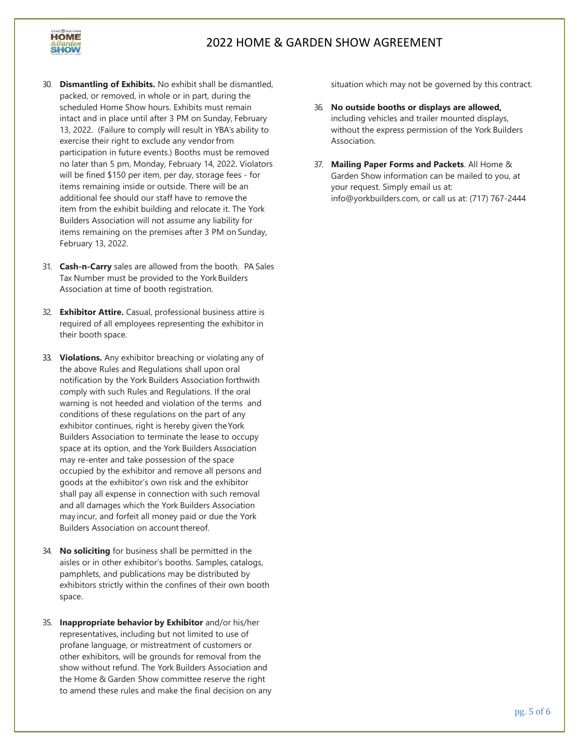30. **Dismantling of Exhibits.** No exhibit shall be dismantled, packed, or removed, in whole or in part, during the scheduled Home Show hours. Exhibits must remain intact and in place until after 3 PM on Sunday, February 13, 2022. (Failure to comply will result in YBA's ability to exercise their right to exclude any vendor from participation in future events.) Booths must be removed no later than 5 pm, Monday, February 14, 2022. Violators will be fined $150 per item, per day, storage fees - for items remaining inside or outside. There will be an additional fee should our staff have to remove the item from the exhibit building and relocate it. The York Builders Association will not assume any liability for items remaining on the premises after 3 PM on Sunday, February 13, 2022.

31. **Cash-n-Carry** sales are allowed from the booth. PA Sales Tax Number must be provided to the York Builders Association at time of booth registration.

32. **Exhibitor Attire.** Casual, professional business attire is required of all employees representing the exhibitor in their booth space.

33. **Violations.** Any exhibitor breaching or violating any of the above Rules and Regulations shall upon oral notification by the York Builders Association forthwith comply with such Rules and Regulations. If the oral warning is not heeded and violation of the terms and conditions of these regulations on the part of any exhibitor continues, right is hereby given the York Builders Association to terminate the lease to occupy space at its option, and the York Builders Association may re-enter and take possession of the space occupied by the exhibitor and remove all persons and goods at the exhibitor's own risk and the exhibitor shall pay all expense in connection with such removal and all damages which the York Builders Association may incur, and forfeit all money paid or due the York Builders Association on account thereof.

34. **No soliciting** for business shall be permitted in the aisles or in other exhibitor's booths. Samples, catalogs, pamphlets, and publications may be distributed by exhibitors strictly within the confines of their own booth space.

35. **Inappropriate behavior by Exhibitor** and/or his/her representatives, including but not limited to use of profane language, or mistreatment of customers or other exhibitors, will be grounds for removal from the show without refund. The York Builders Association and the Home & Garden Show committee reserve the right to amend these rules and make the final decision on any situation which may not be governed by this contract.

36. **No outside booths or displays are allowed,** including vehicles and trailer mounted displays, without the express permission of the York Builders Association.

37. **Mailing Paper Forms and Packets**. All Home & Garden Show information can be mailed to you, at your request. Simply email us at: info@yorkbuilders.com, or call us at: (717) 767-2444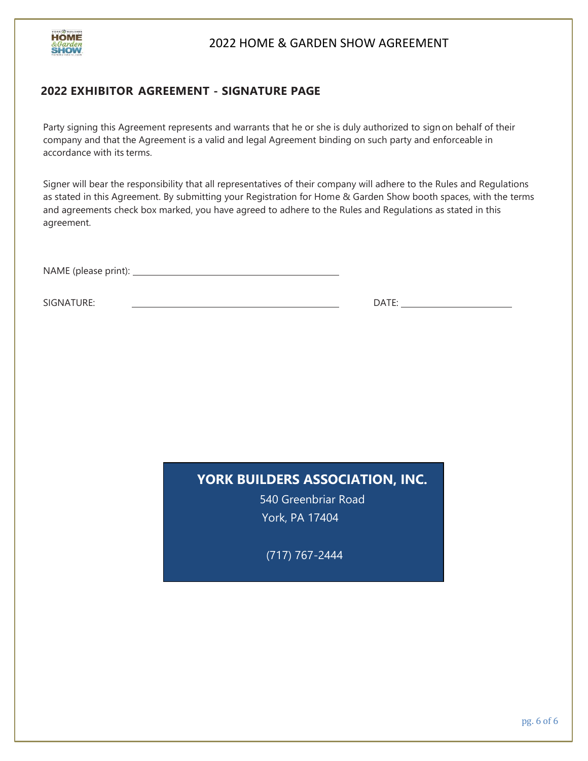## 2022 EXHIBITOR AGREEMENT - SIGNATURE PAGE

Party signing this Agreement represents and warrants that he or she is duly authorized to sign on behalf of their company and that the Agreement is a valid and legal Agreement binding on such party and enforceable in accordance with its terms.

Signer will bear the responsibility that all representatives of their company will adhere to the Rules and Regulations as stated in this Agreement. By submitting your Registration for Home & Garden Show booth spaces, with the terms and agreements check box marked, you have agreed to adhere to the Rules and Regulations as stated in this agreement.

NAME (please print): ______________________________

SIGNATURE: ______________________________ DATE: ____________________

**YORK BUILDERS ASSOCIATION, INC.**

540 Greenbriar Road

York, PA 17404

(717) 767-2444